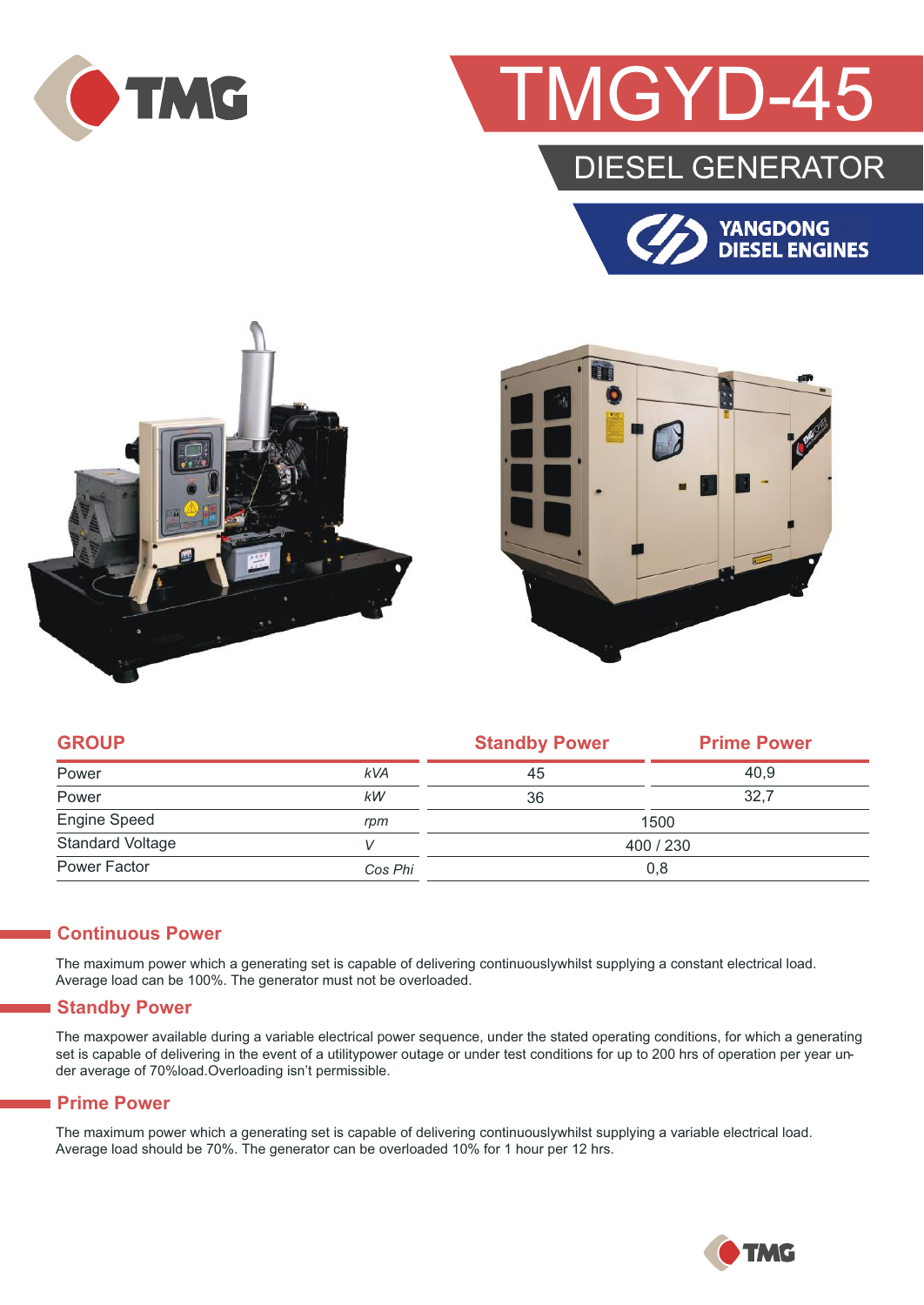# TMGYD-45

## DIESEL GENERATOR

YANGDONG DIESEL ENGINES

| GROUP | | Standby Power | Prime Power |
|---|---|---|---|
| Power | kVA | 45 | 40,9 |
| Power | kW | 36 | 32,7 |
| Engine Speed | rpm | 1500 | |
| Standard Voltage | V | 400 / 230 | |
| Power Factor | Cos Phi | 0,8 | |

### Continuous Power

The maximum power which a generating set is capable of delivering continuouslywhilst supplying a constant electrical load. Average load can be 100%. The generator must not be overloaded.

### Standby Power

The maxpower available during a variable electrical power sequence, under the stated operating conditions, for which a generating set is capable of delivering in the event of a utilitypower outage or under test conditions for up to 200 hrs of operation per year under average of 70%load.Overloading isn't permissible.

### Prime Power

The maximum power which a generating set is capable of delivering continuouslywhilst supplying a variable electrical load. Average load should be 70%. The generator can be overloaded 10% for 1 hour per 12 hrs.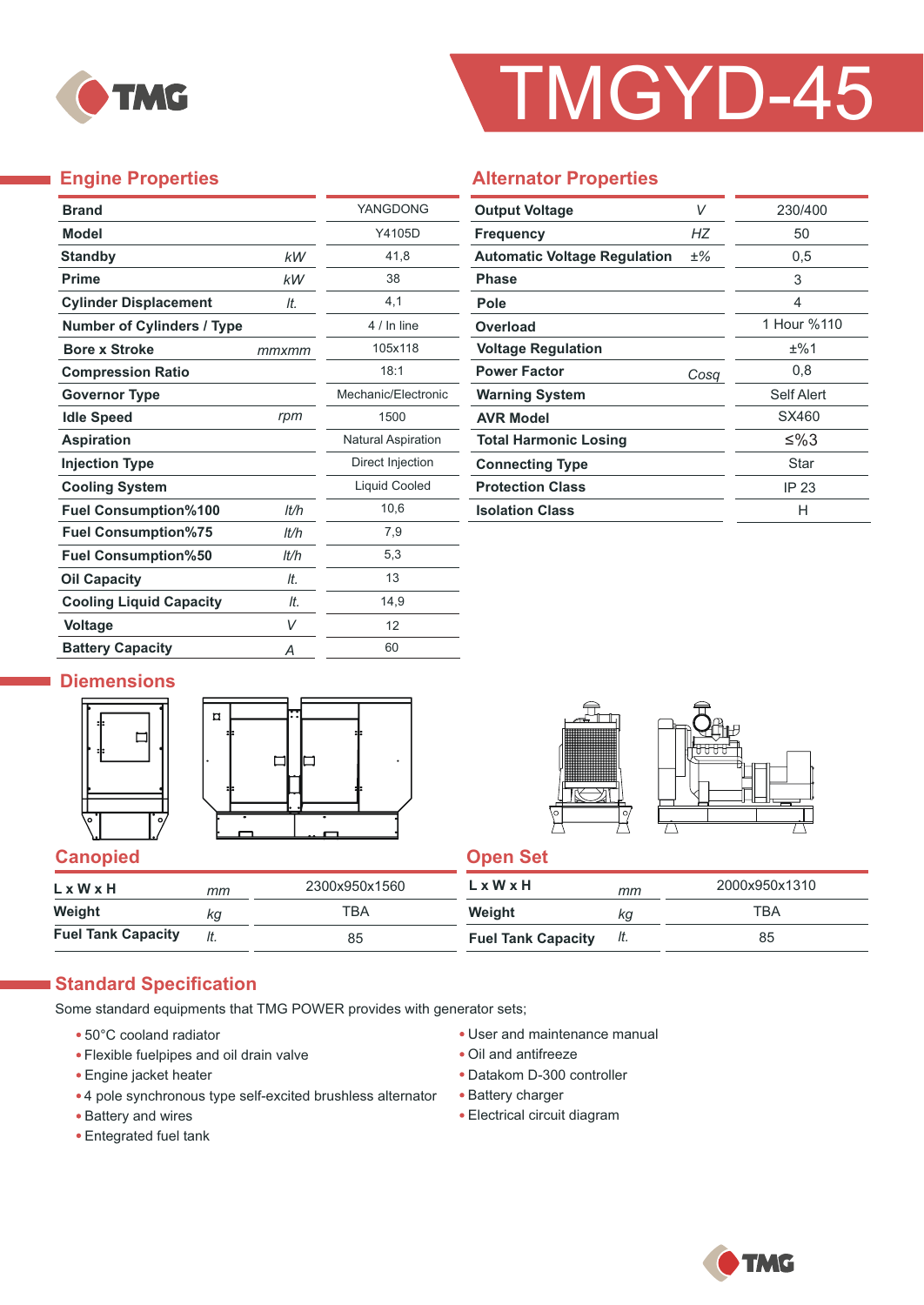# TMGYD-45

## Engine Properties

| Property | Unit | Value |
|---|---|---|
| **Brand** | | YANGDONG |
| **Model** | | Y4105D |
| **Standby** | *kW* | 41,8 |
| **Prime** | *kW* | 38 |
| **Cylinder Displacement** | *lt.* | 4,1 |
| **Number of Cylinders / Type** | | 4 / In line |
| **Bore x Stroke** | *mmxmm* | 105x118 |
| **Compression Ratio** | | 18:1 |
| **Governor Type** | | Mechanic/Electronic |
| **Idle Speed** | *rpm* | 1500 |
| **Aspiration** | | Natural Aspiration |
| **Injection Type** | | Direct Injection |
| **Cooling System** | | Liquid Cooled |
| **Fuel Consumption%100** | *lt/h* | 10,6 |
| **Fuel Consumption%75** | *lt/h* | 7,9 |
| **Fuel Consumption%50** | *lt/h* | 5,3 |
| **Oil Capacity** | *lt.* | 13 |
| **Cooling Liquid Capacity** | *lt.* | 14,9 |
| **Voltage** | *V* | 12 |
| **Battery Capacity** | *A* | 60 |

## Alternator Properties

| Property | Unit | Value |
|---|---|---|
| **Output Voltage** | *V* | 230/400 |
| **Frequency** | *HZ* | 50 |
| **Automatic Voltage Regulation** | ±% | 0,5 |
| **Phase** | | 3 |
| **Pole** | | 4 |
| **Overload** | | 1 Hour %110 |
| **Voltage Regulation** | | ±%1 |
| **Power Factor** | *Cosφ* | 0,8 |
| **Warning System** | | Self Alert |
| **AVR Model** | | SX460 |
| **Total Harmonic Losing** | | ≤%3 |
| **Connecting Type** | | Star |
| **Protection Class** | | IP 23 |
| **Isolation Class** | | H |

## Diemensions

### Canopied

| | | |
|---|---|---|
| **L x W x H** | *mm* | 2300x950x1560 |
| **Weight** | *kg* | TBA |
| **Fuel Tank Capacity** | *lt.* | 85 |

### Open Set

| | | |
|---|---|---|
| **L x W x H** | *mm* | 2000x950x1310 |
| **Weight** | *kg* | TBA |
| **Fuel Tank Capacity** | *lt.* | 85 |

## Standard Specification

Some standard equipments that TMG POWER provides with generator sets;

- 50°C cooland radiator
- Flexible fuelpipes and oil drain valve
- Engine jacket heater
- 4 pole synchronous type self-excited brushless alternator
- Battery and wires
- Entegrated fuel tank
- User and maintenance manual
- Oil and antifreeze
- Datakom D-300 controller
- Battery charger
- Electrical circuit diagram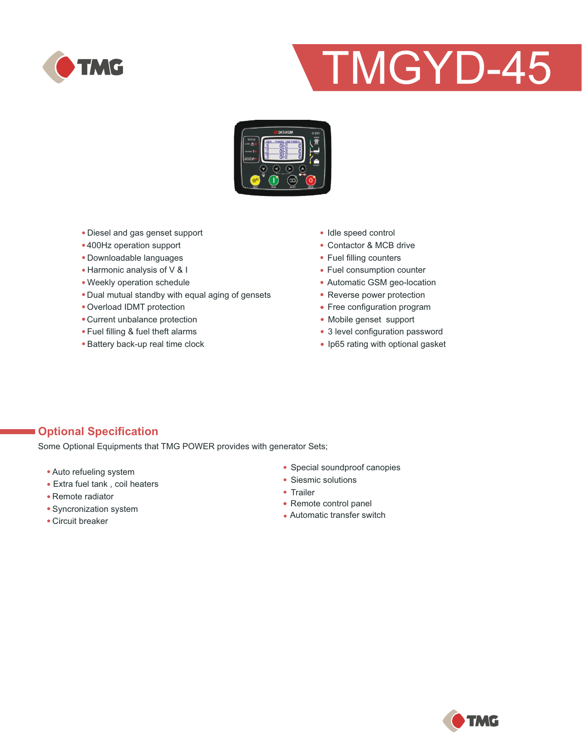# TMGYD-45

- Diesel and gas genset support
- 400Hz operation support
- Downloadable languages
- Harmonic analysis of V & I
- Weekly operation schedule
- Dual mutual standby with equal aging of gensets
- Overload IDMT protection
- Current unbalance protection
- Fuel filling & fuel theft alarms
- Battery back-up real time clock
- Idle speed control
- Contactor & MCB drive
- Fuel filling counters
- Fuel consumption counter
- Automatic GSM geo-location
- Reverse power protection
- Free configuration program
- Mobile genset support
- 3 level configuration password
- Ip65 rating with optional gasket

## Optional Specification

Some Optional Equipments that TMG POWER provides with generator Sets;

- Auto refueling system
- Extra fuel tank , coil heaters
- Remote radiator
- Syncronization system
- Circuit breaker
- Special soundproof canopies
- Siesmic solutions
- Trailer
- Remote control panel
- Automatic transfer switch